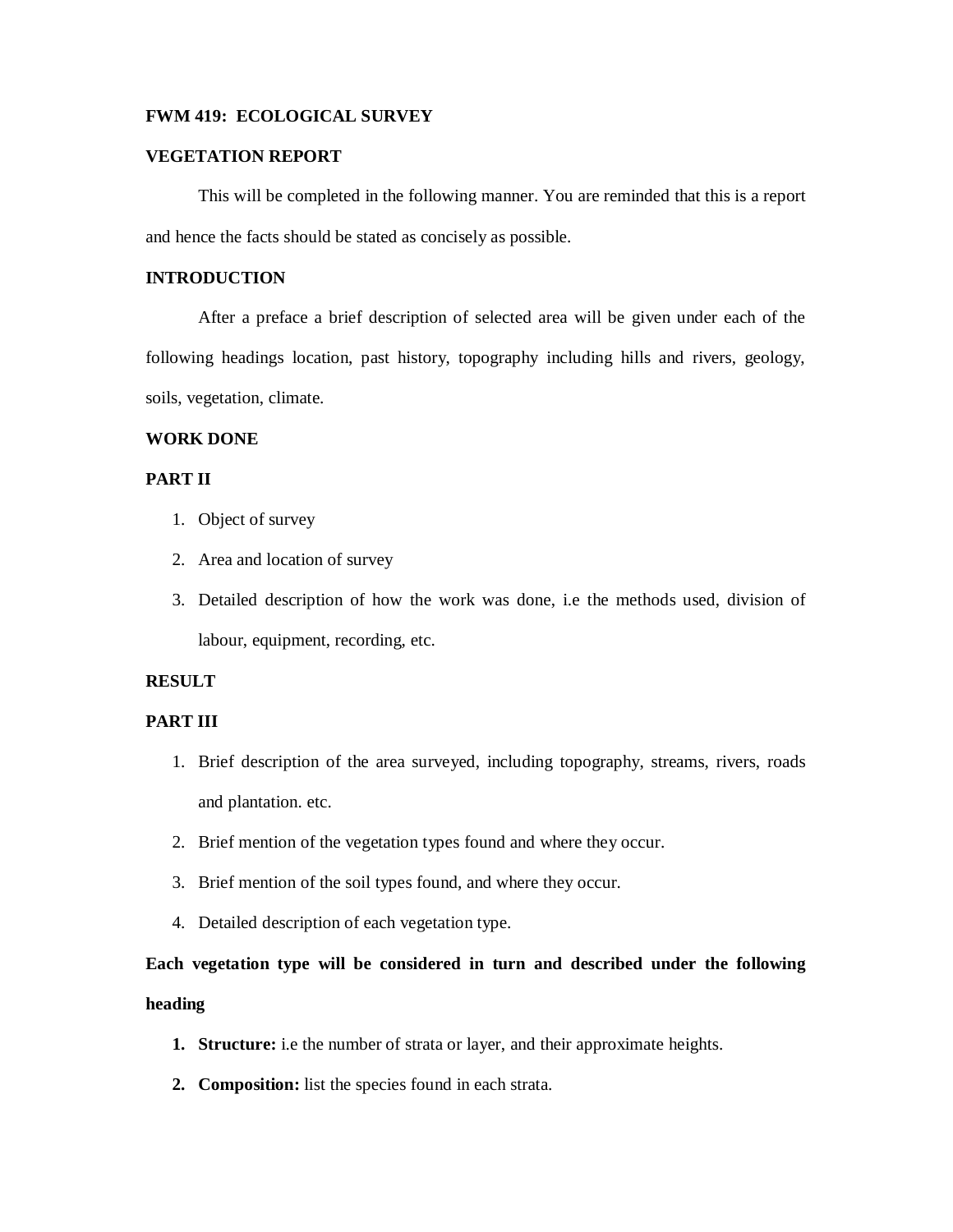# FWM 419: ECOLOGICAL SURVEY

## VEGETATION REPORT

This will be completed in the following manner. You are reminded that this is a report and hence the facts should be stated as concisely as possible.

## INTRODUCTION

After a preface a brief description of selected area will be given under each of the following headings location, past history, topography including hills and rivers, geology, soils, vegetation, climate.

## WORK DONE

## PART II

1. Object of survey
2. Area and location of survey
3. Detailed description of how the work was done, i.e the methods used, division of labour, equipment, recording, etc.

## RESULT

## PART III

1. Brief description of the area surveyed, including topography, streams, rivers, roads and plantation. etc.
2. Brief mention of the vegetation types found and where they occur.
3. Brief mention of the soil types found, and where they occur.
4. Detailed description of each vegetation type.

**Each vegetation type will be considered in turn and described under the following heading**

1. **Structure:** i.e the number of strata or layer, and their approximate heights.
2. **Composition:** list the species found in each strata.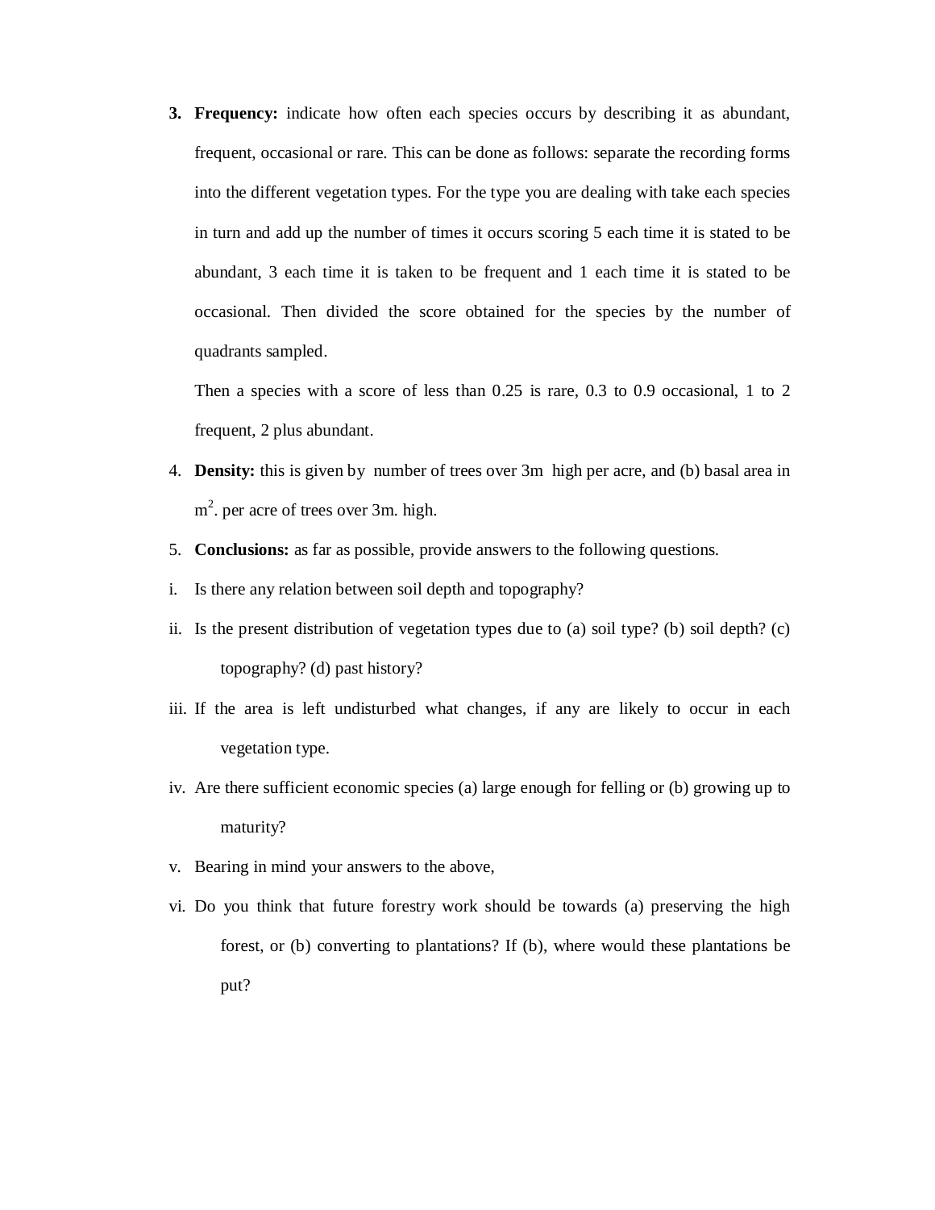3. **Frequency:** indicate how often each species occurs by describing it as abundant, frequent, occasional or rare. This can be done as follows: separate the recording forms into the different vegetation types. For the type you are dealing with take each species in turn and add up the number of times it occurs scoring 5 each time it is stated to be abundant, 3 each time it is taken to be frequent and 1 each time it is stated to be occasional. Then divided the score obtained for the species by the number of quadrants sampled.

   Then a species with a score of less than 0.25 is rare, 0.3 to 0.9 occasional, 1 to 2 frequent, 2 plus abundant.

4. **Density:** this is given by number of trees over 3m high per acre, and (b) basal area in $m^2$. per acre of trees over 3m. high.

5. **Conclusions:** as far as possible, provide answers to the following questions.

i. Is there any relation between soil depth and topography?

ii. Is the present distribution of vegetation types due to (a) soil type? (b) soil depth? (c) topography? (d) past history?

iii. If the area is left undisturbed what changes, if any are likely to occur in each vegetation type.

iv. Are there sufficient economic species (a) large enough for felling or (b) growing up to maturity?

v. Bearing in mind your answers to the above,

vi. Do you think that future forestry work should be towards (a) preserving the high forest, or (b) converting to plantations? If (b), where would these plantations be put?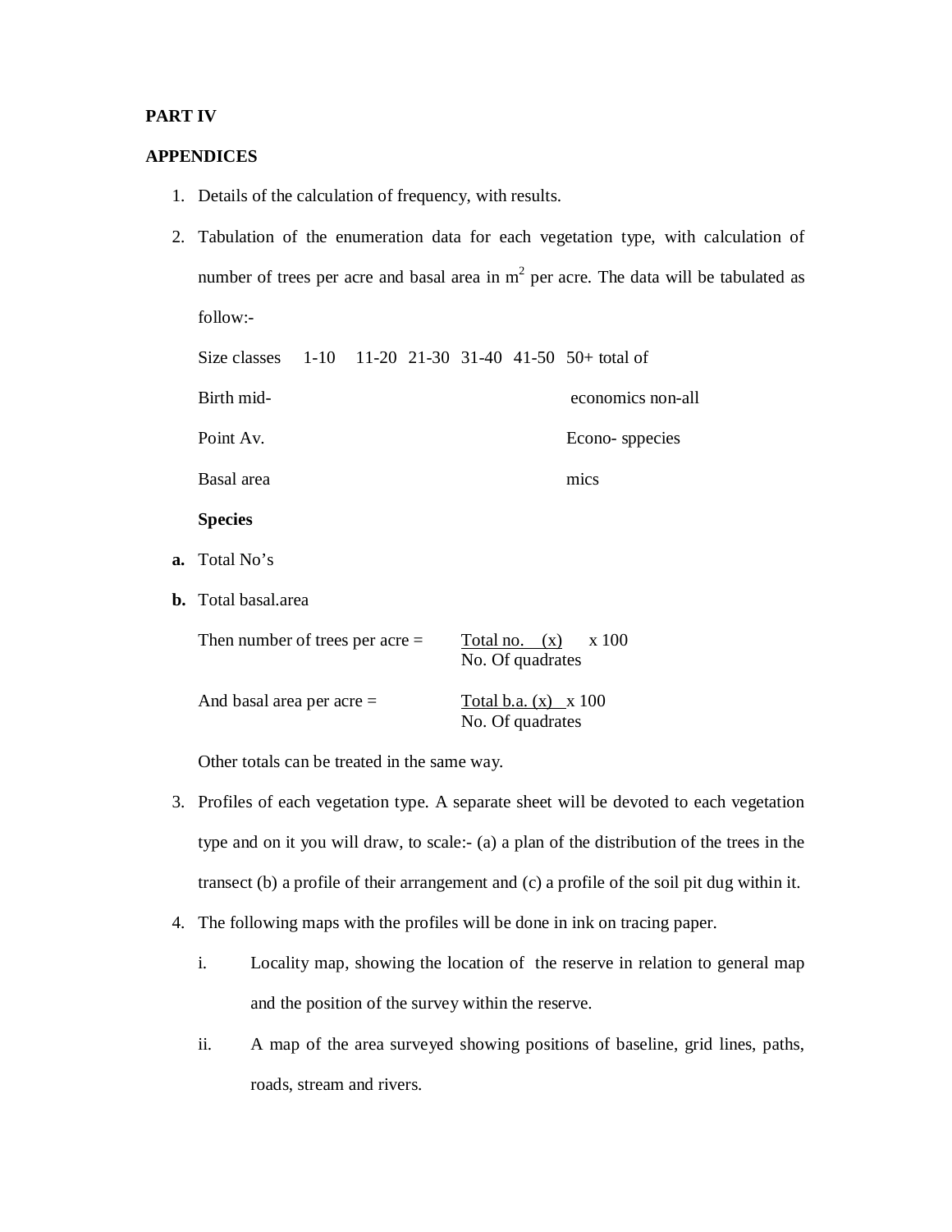**PART IV**

**APPENDICES**

1. Details of the calculation of frequency, with results.
2. Tabulation of the enumeration data for each vegetation type, with calculation of number of trees per acre and basal area in $m^2$ per acre. The data will be tabulated as follow:-

| Size classes Birth mid- Point Av. Basal area | 1-10 | 11-20 | 21-30 | 31-40 | 41-50 | 50+ total of economics Econo- mics | non-all sppecies |
|---|---|---|---|---|---|---|---|
| **Species** | | | | | | | |

**a.** Total No's

**b.** Total basal.area

Then number of trees per acre = $\dfrac{\text{Total no. } (x)}{\text{No. Of quadrates}} \times 100$

And basal area per acre = $\dfrac{\text{Total b.a. } (x)}{\text{No. Of quadrates}} \times 100$

Other totals can be treated in the same way.

3. Profiles of each vegetation type. A separate sheet will be devoted to each vegetation type and on it you will draw, to scale:- (a) a plan of the distribution of the trees in the transect (b) a profile of their arrangement and (c) a profile of the soil pit dug within it.
4. The following maps with the profiles will be done in ink on tracing paper.
   i. Locality map, showing the location of the reserve in relation to general map and the position of the survey within the reserve.
   ii. A map of the area surveyed showing positions of baseline, grid lines, paths, roads, stream and rivers.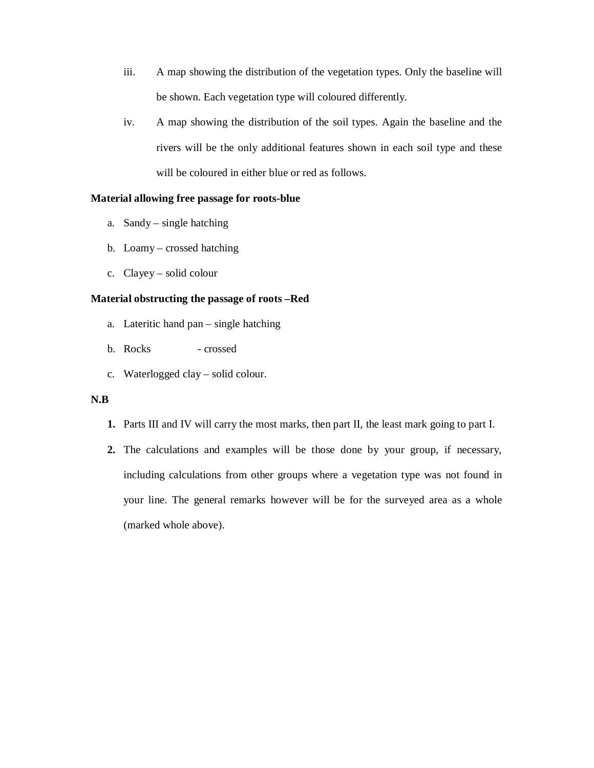iii. A map showing the distribution of the vegetation types. Only the baseline will be shown. Each vegetation type will coloured differently.

iv. A map showing the distribution of the soil types. Again the baseline and the rivers will be the only additional features shown in each soil type and these will be coloured in either blue or red as follows.

**Material allowing free passage for roots-blue**

a. Sandy – single hatching
b. Loamy – crossed hatching
c. Clayey – solid colour

**Material obstructing the passage of roots –Red**

a. Lateritic hand pan – single hatching
b. Rocks - crossed
c. Waterlogged clay – solid colour.

**N.B**

1. Parts III and IV will carry the most marks, then part II, the least mark going to part I.
2. The calculations and examples will be those done by your group, if necessary, including calculations from other groups where a vegetation type was not found in your line. The general remarks however will be for the surveyed area as a whole (marked whole above).